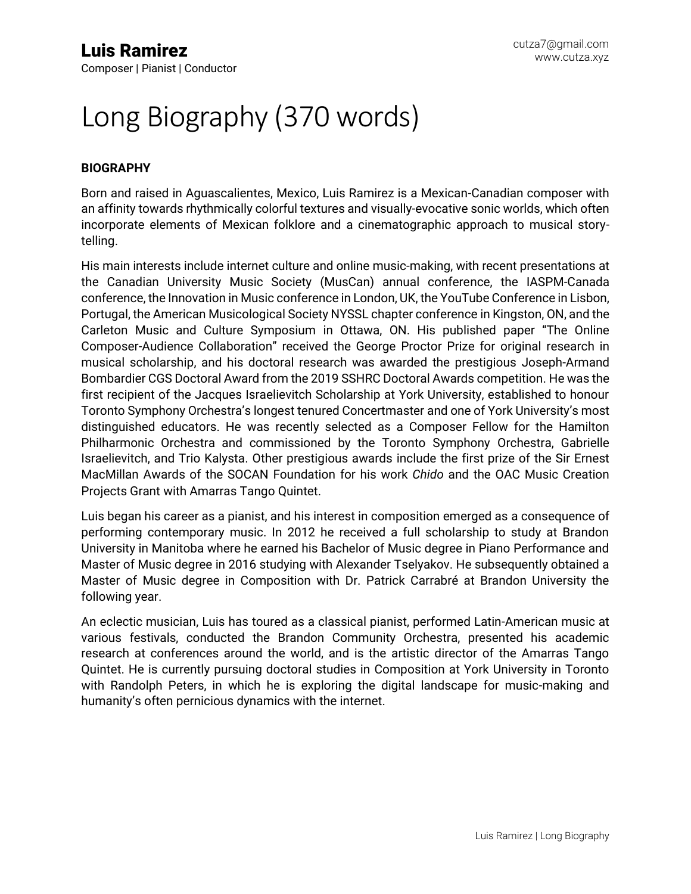# Luis Ramirez

Composer | Pianist | Conductor

cutza7@gmail.com
www.cutza.xyz

# Long Biography (370 words)

**BIOGRAPHY**

Born and raised in Aguascalientes, Mexico, Luis Ramirez is a Mexican-Canadian composer with an affinity towards rhythmically colorful textures and visually-evocative sonic worlds, which often incorporate elements of Mexican folklore and a cinematographic approach to musical story-telling.

His main interests include internet culture and online music-making, with recent presentations at the Canadian University Music Society (MusCan) annual conference, the IASPM-Canada conference, the Innovation in Music conference in London, UK, the YouTube Conference in Lisbon, Portugal, the American Musicological Society NYSSL chapter conference in Kingston, ON, and the Carleton Music and Culture Symposium in Ottawa, ON. His published paper "The Online Composer-Audience Collaboration" received the George Proctor Prize for original research in musical scholarship, and his doctoral research was awarded the prestigious Joseph-Armand Bombardier CGS Doctoral Award from the 2019 SSHRC Doctoral Awards competition. He was the first recipient of the Jacques Israelievitch Scholarship at York University, established to honour Toronto Symphony Orchestra's longest tenured Concertmaster and one of York University's most distinguished educators. He was recently selected as a Composer Fellow for the Hamilton Philharmonic Orchestra and commissioned by the Toronto Symphony Orchestra, Gabrielle Israelievitch, and Trio Kalysta. Other prestigious awards include the first prize of the Sir Ernest MacMillan Awards of the SOCAN Foundation for his work *Chido* and the OAC Music Creation Projects Grant with Amarras Tango Quintet.

Luis began his career as a pianist, and his interest in composition emerged as a consequence of performing contemporary music. In 2012 he received a full scholarship to study at Brandon University in Manitoba where he earned his Bachelor of Music degree in Piano Performance and Master of Music degree in 2016 studying with Alexander Tselyakov. He subsequently obtained a Master of Music degree in Composition with Dr. Patrick Carrabré at Brandon University the following year.

An eclectic musician, Luis has toured as a classical pianist, performed Latin-American music at various festivals, conducted the Brandon Community Orchestra, presented his academic research at conferences around the world, and is the artistic director of the Amarras Tango Quintet. He is currently pursuing doctoral studies in Composition at York University in Toronto with Randolph Peters, in which he is exploring the digital landscape for music-making and humanity's often pernicious dynamics with the internet.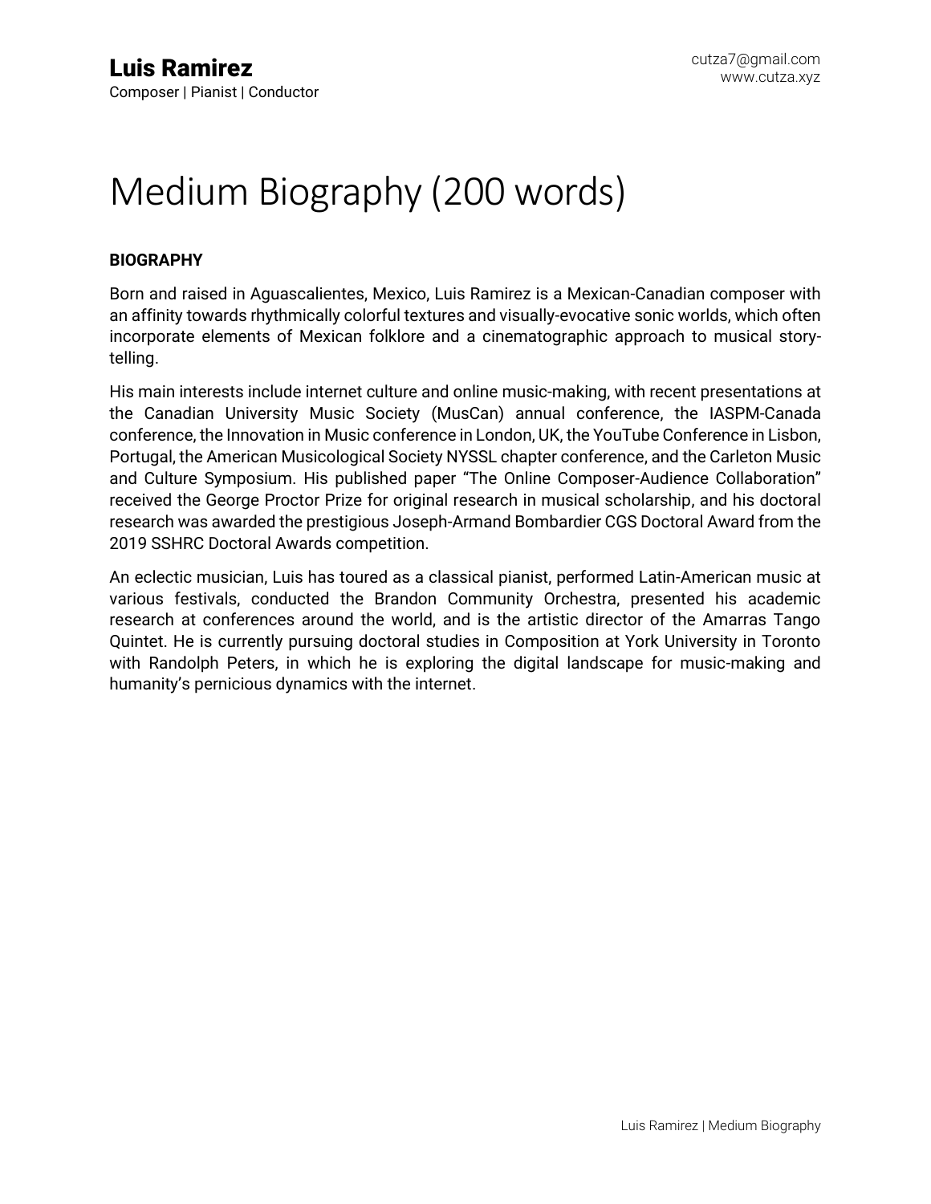**Luis Ramirez**
Composer | Pianist | Conductor

cutza7@gmail.com
www.cutza.xyz

# Medium Biography (200 words)

**BIOGRAPHY**

Born and raised in Aguascalientes, Mexico, Luis Ramirez is a Mexican-Canadian composer with an affinity towards rhythmically colorful textures and visually-evocative sonic worlds, which often incorporate elements of Mexican folklore and a cinematographic approach to musical story-telling.

His main interests include internet culture and online music-making, with recent presentations at the Canadian University Music Society (MusCan) annual conference, the IASPM-Canada conference, the Innovation in Music conference in London, UK, the YouTube Conference in Lisbon, Portugal, the American Musicological Society NYSSL chapter conference, and the Carleton Music and Culture Symposium. His published paper "The Online Composer-Audience Collaboration" received the George Proctor Prize for original research in musical scholarship, and his doctoral research was awarded the prestigious Joseph-Armand Bombardier CGS Doctoral Award from the 2019 SSHRC Doctoral Awards competition.

An eclectic musician, Luis has toured as a classical pianist, performed Latin-American music at various festivals, conducted the Brandon Community Orchestra, presented his academic research at conferences around the world, and is the artistic director of the Amarras Tango Quintet. He is currently pursuing doctoral studies in Composition at York University in Toronto with Randolph Peters, in which he is exploring the digital landscape for music-making and humanity's pernicious dynamics with the internet.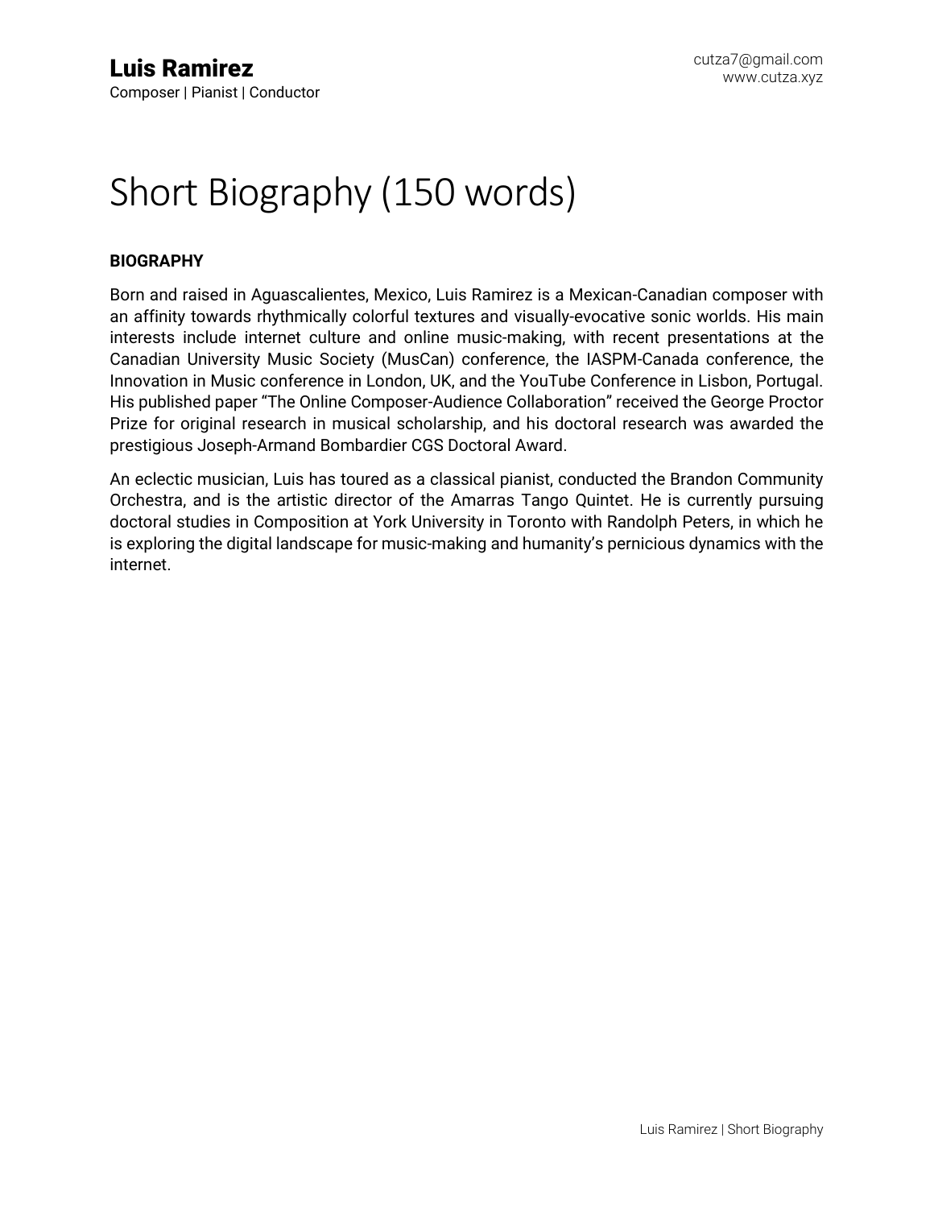**Luis Ramirez**
Composer | Pianist | Conductor

cutza7@gmail.com
www.cutza.xyz

# Short Biography (150 words)

**BIOGRAPHY**

Born and raised in Aguascalientes, Mexico, Luis Ramirez is a Mexican-Canadian composer with an affinity towards rhythmically colorful textures and visually-evocative sonic worlds. His main interests include internet culture and online music-making, with recent presentations at the Canadian University Music Society (MusCan) conference, the IASPM-Canada conference, the Innovation in Music conference in London, UK, and the YouTube Conference in Lisbon, Portugal. His published paper "The Online Composer-Audience Collaboration" received the George Proctor Prize for original research in musical scholarship, and his doctoral research was awarded the prestigious Joseph-Armand Bombardier CGS Doctoral Award.

An eclectic musician, Luis has toured as a classical pianist, conducted the Brandon Community Orchestra, and is the artistic director of the Amarras Tango Quintet. He is currently pursuing doctoral studies in Composition at York University in Toronto with Randolph Peters, in which he is exploring the digital landscape for music-making and humanity's pernicious dynamics with the internet.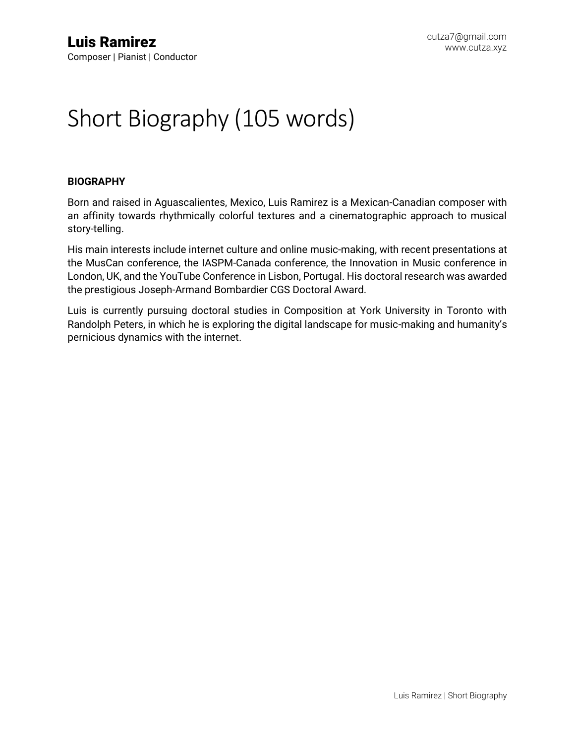**Luis Ramirez**
Composer | Pianist | Conductor

cutza7@gmail.com
www.cutza.xyz

# Short Biography (105 words)

**BIOGRAPHY**

Born and raised in Aguascalientes, Mexico, Luis Ramirez is a Mexican-Canadian composer with an affinity towards rhythmically colorful textures and a cinematographic approach to musical story-telling.

His main interests include internet culture and online music-making, with recent presentations at the MusCan conference, the IASPM-Canada conference, the Innovation in Music conference in London, UK, and the YouTube Conference in Lisbon, Portugal. His doctoral research was awarded the prestigious Joseph-Armand Bombardier CGS Doctoral Award.

Luis is currently pursuing doctoral studies in Composition at York University in Toronto with Randolph Peters, in which he is exploring the digital landscape for music-making and humanity's pernicious dynamics with the internet.